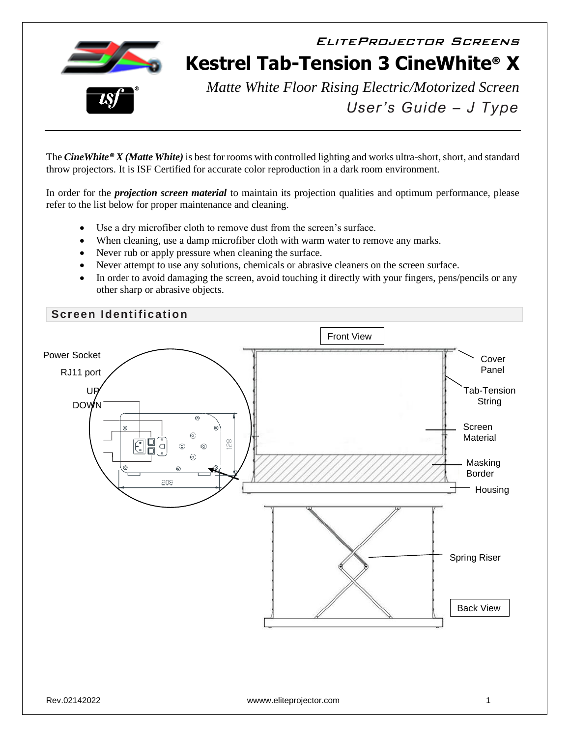# Elite Projector Screens

# Kestrel Tab-Tension 3 CineWhite® X

*Matte White Floor Rising Electric/Motorized Screen*

*User's Guide – J Type*

The ***CineWhite® X (Matte White)*** is best for rooms with controlled lighting and works ultra-short, short, and standard throw projectors. It is ISF Certified for accurate color reproduction in a dark room environment.

In order for the ***projection screen material*** to maintain its projection qualities and optimum performance, please refer to the list below for proper maintenance and cleaning.

- Use a dry microfiber cloth to remove dust from the screen's surface.
- When cleaning, use a damp microfiber cloth with warm water to remove any marks.
- Never rub or apply pressure when cleaning the surface.
- Never attempt to use any solutions, chemicals or abrasive cleaners on the screen surface.
- In order to avoid damaging the screen, avoid touching it directly with your fingers, pens/pencils or any other sharp or abrasive objects.

## Screen Identification

Front View

Power Socket
RJ11 port
UP
DOWN

128
208

Cover Panel
Tab-Tension String
Screen Material
Masking Border
Housing
Spring Riser

Back View

Rev.02142022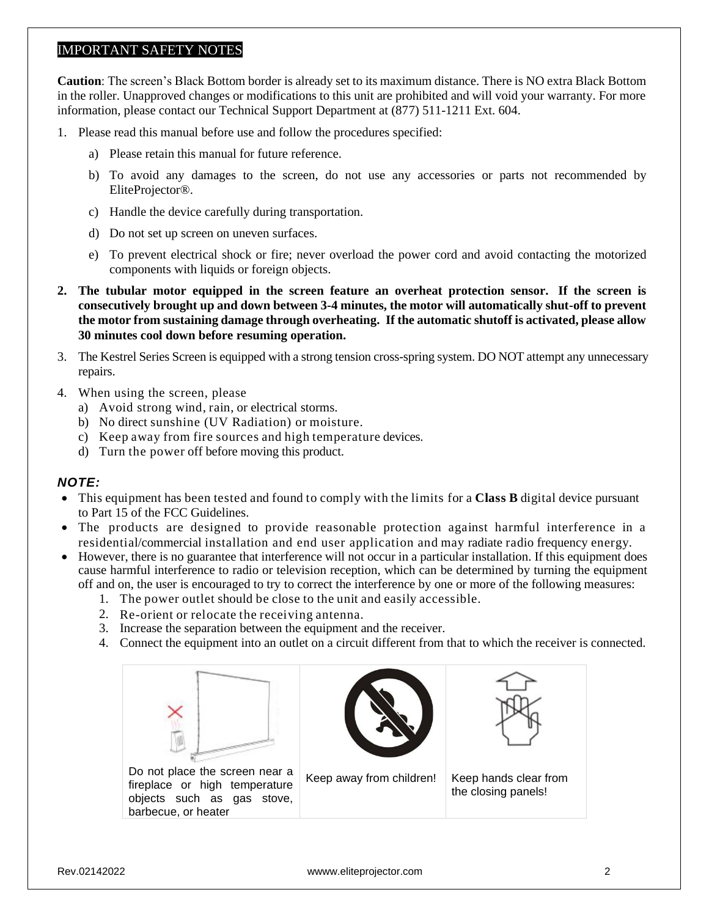## IMPORTANT SAFETY NOTES

**Caution**: The screen's Black Bottom border is already set to its maximum distance. There is NO extra Black Bottom in the roller. Unapproved changes or modifications to this unit are prohibited and will void your warranty. For more information, please contact our Technical Support Department at (877) 511-1211 Ext. 604.

1. Please read this manual before use and follow the procedures specified:
   a) Please retain this manual for future reference.
   b) To avoid any damages to the screen, do not use any accessories or parts not recommended by EliteProjector®.
   c) Handle the device carefully during transportation.
   d) Do not set up screen on uneven surfaces.
   e) To prevent electrical shock or fire; never overload the power cord and avoid contacting the motorized components with liquids or foreign objects.
2. **The tubular motor equipped in the screen feature an overheat protection sensor. If the screen is consecutively brought up and down between 3-4 minutes, the motor will automatically shut-off to prevent the motor from sustaining damage through overheating. If the automatic shutoff is activated, please allow 30 minutes cool down before resuming operation.**
3. The Kestrel Series Screen is equipped with a strong tension cross-spring system. DO NOT attempt any unnecessary repairs.
4. When using the screen, please
   a) Avoid strong wind, rain, or electrical storms.
   b) No direct sunshine (UV Radiation) or moisture.
   c) Keep away from fire sources and high temperature devices.
   d) Turn the power off before moving this product.

***NOTE:***

- This equipment has been tested and found to comply with the limits for a **Class B** digital device pursuant to Part 15 of the FCC Guidelines.
- The products are designed to provide reasonable protection against harmful interference in a residential/commercial installation and end user application and may radiate radio frequency energy.
- However, there is no guarantee that interference will not occur in a particular installation. If this equipment does cause harmful interference to radio or television reception, which can be determined by turning the equipment off and on, the user is encouraged to try to correct the interference by one or more of the following measures:
  1. The power outlet should be close to the unit and easily accessible.
  2. Re-orient or relocate the receiving antenna.
  3. Increase the separation between the equipment and the receiver.
  4. Connect the equipment into an outlet on a circuit different from that to which the receiver is connected.

| Do not place the screen near a fireplace or high temperature objects such as gas stove, barbecue, or heater | Keep away from children! | Keep hands clear from the closing panels! |
|---|---|---|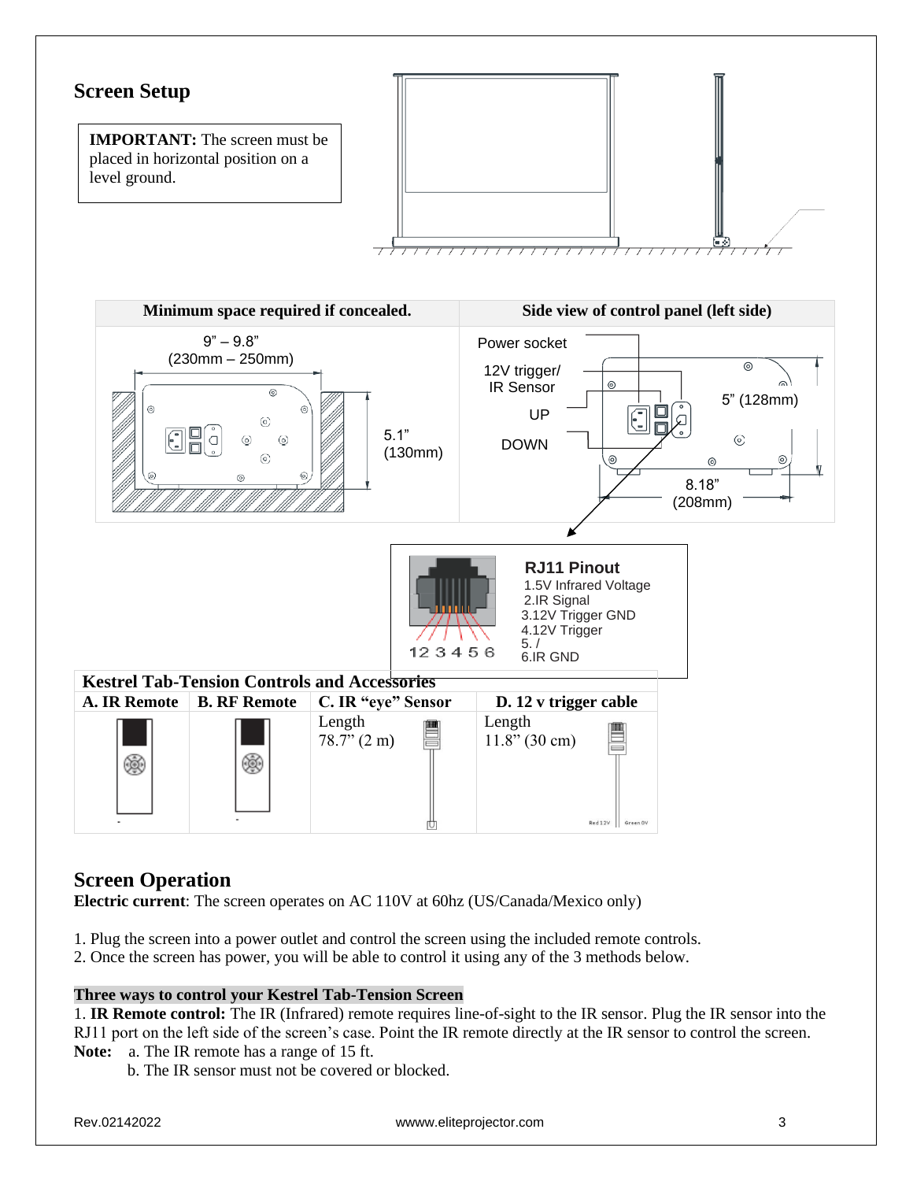## Screen Setup

**IMPORTANT:** The screen must be placed in horizontal position on a level ground.

| Minimum space required if concealed. | Side view of control panel (left side) |
|---|---|
| 9" – 9.8" (230mm – 250mm); 5.1" (130mm) | Power socket; 12V trigger/ IR Sensor; UP; DOWN; 5" (128mm); 8.18" (208mm) |

**RJ11 Pinout**

1. 5V Infrared Voltage
2. IR Signal
3. 12V Trigger GND
4. 12V Trigger
5. /
6. IR GND

| Kestrel Tab-Tension Controls and Accessories | | | |
|---|---|---|---|
| **A. IR Remote** | **B. RF Remote** | **C. IR "eye" Sensor** | **D. 12 v trigger cable** |
| | | Length 78.7" (2 m) | Length 11.8" (30 cm) |

## Screen Operation

**Electric current**: The screen operates on AC 110V at 60hz (US/Canada/Mexico only)

1. Plug the screen into a power outlet and control the screen using the included remote controls.
2. Once the screen has power, you will be able to control it using any of the 3 methods below.

**Three ways to control your Kestrel Tab-Tension Screen**

1. **IR Remote control:** The IR (Infrared) remote requires line-of-sight to the IR sensor. Plug the IR sensor into the RJ11 port on the left side of the screen's case. Point the IR remote directly at the IR sensor to control the screen.

**Note:** a. The IR remote has a range of 15 ft.
b. The IR sensor must not be covered or blocked.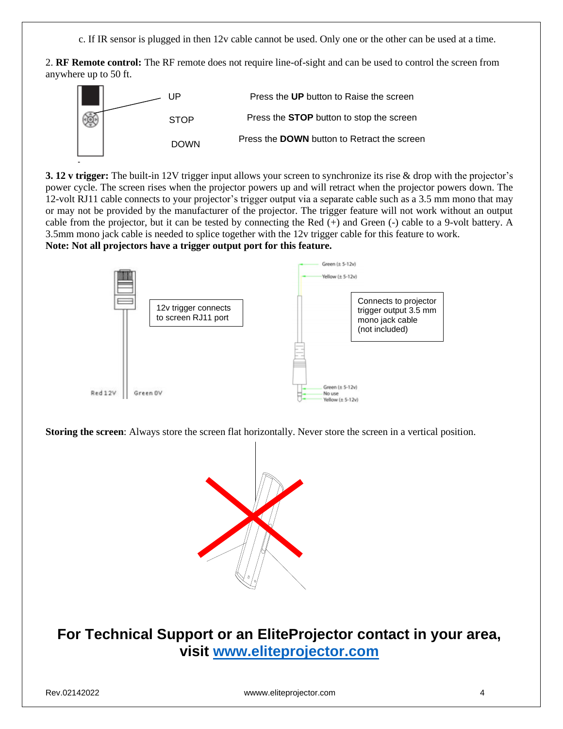c. If IR sensor is plugged in then 12v cable cannot be used. Only one or the other can be used at a time.

2. **RF Remote control:** The RF remote does not require line-of-sight and can be used to control the screen from anywhere up to 50 ft.

UP — Press the **UP** button to Raise the screen

STOP — Press the **STOP** button to stop the screen

DOWN — Press the **DOWN** button to Retract the screen

**3. 12 v trigger:** The built-in 12V trigger input allows your screen to synchronize its rise & drop with the projector's power cycle. The screen rises when the projector powers up and will retract when the projector powers down. The 12-volt RJ11 cable connects to your projector's trigger output via a separate cable such as a 3.5 mm mono that may or may not be provided by the manufacturer of the projector. The trigger feature will not work without an output cable from the projector, but it can be tested by connecting the Red (+) and Green (-) cable to a 9-volt battery. A 3.5mm mono jack cable is needed to splice together with the 12v trigger cable for this feature to work.

**Note: Not all projectors have a trigger output port for this feature.**

12v trigger connects to screen RJ11 port

Red 12V

Green 0V

Green (± 5-12v)

Yellow (± 5-12v)

Connects to projector trigger output 3.5 mm mono jack cable (not included)

Green (± 5-12v)

No use

Yellow (± 5-12v)

**Storing the screen**: Always store the screen flat horizontally. Never store the screen in a vertical position.

## For Technical Support or an EliteProjector contact in your area, visit [www.eliteprojector.com](www.eliteprojector.com)

Rev.02142022